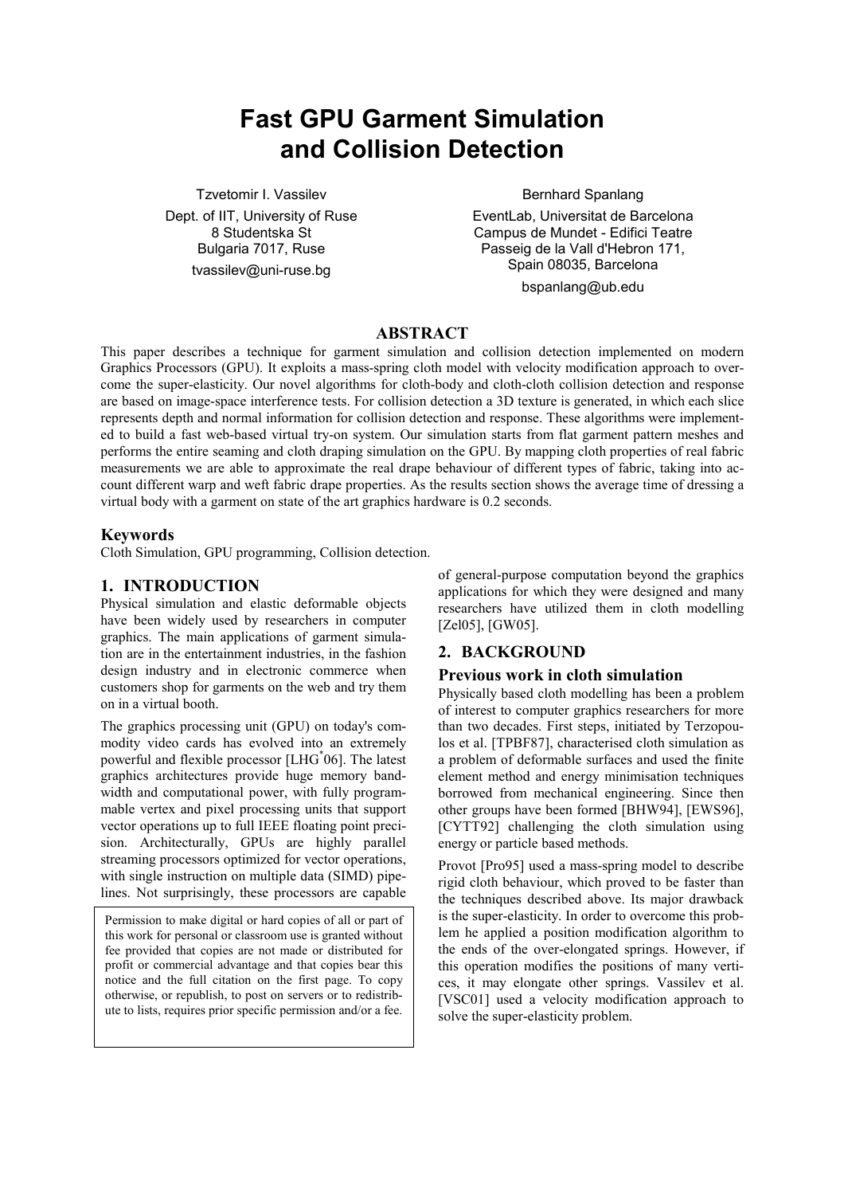# Fast GPU Garment Simulation and Collision Detection

Tzvetomir I. Vassilev
Dept. of IIT, University of Ruse
8 Studentska St
Bulgaria 7017, Ruse
tvassilev@uni-ruse.bg

Bernhard Spanlang
EventLab, Universitat de Barcelona
Campus de Mundet - Edifici Teatre
Passeig de la Vall d'Hebron 171,
Spain 08035, Barcelona
bspanlang@ub.edu

## ABSTRACT

This paper describes a technique for garment simulation and collision detection implemented on modern Graphics Processors (GPU). It exploits a mass-spring cloth model with velocity modification approach to overcome the super-elasticity. Our novel algorithms for cloth-body and cloth-cloth collision detection and response are based on image-space interference tests. For collision detection a 3D texture is generated, in which each slice represents depth and normal information for collision detection and response. These algorithms were implemented to build a fast web-based virtual try-on system. Our simulation starts from flat garment pattern meshes and performs the entire seaming and cloth draping simulation on the GPU. By mapping cloth properties of real fabric measurements we are able to approximate the real drape behaviour of different types of fabric, taking into account different warp and weft fabric drape properties. As the results section shows the average time of dressing a virtual body with a garment on state of the art graphics hardware is 0.2 seconds.

### Keywords

Cloth Simulation, GPU programming, Collision detection.

## 1. INTRODUCTION

Physical simulation and elastic deformable objects have been widely used by researchers in computer graphics. The main applications of garment simulation are in the entertainment industries, in the fashion design industry and in electronic commerce when customers shop for garments on the web and try them on in a virtual booth.

The graphics processing unit (GPU) on today's commodity video cards has evolved into an extremely powerful and flexible processor [LHG*06]. The latest graphics architectures provide huge memory bandwidth and computational power, with fully programmable vertex and pixel processing units that support vector operations up to full IEEE floating point precision. Architecturally, GPUs are highly parallel streaming processors optimized for vector operations, with single instruction on multiple data (SIMD) pipelines. Not surprisingly, these processors are capable of general-purpose computation beyond the graphics applications for which they were designed and many researchers have utilized them in cloth modelling [Zel05], [GW05].

Permission to make digital or hard copies of all or part of this work for personal or classroom use is granted without fee provided that copies are not made or distributed for profit or commercial advantage and that copies bear this notice and the full citation on the first page. To copy otherwise, or republish, to post on servers or to redistribute to lists, requires prior specific permission and/or a fee.

## 2. BACKGROUND

### Previous work in cloth simulation

Physically based cloth modelling has been a problem of interest to computer graphics researchers for more than two decades. First steps, initiated by Terzopoulos et al. [TPBF87], characterised cloth simulation as a problem of deformable surfaces and used the finite element method and energy minimisation techniques borrowed from mechanical engineering. Since then other groups have been formed [BHW94], [EWS96], [CYTT92] challenging the cloth simulation using energy or particle based methods.

Provot [Pro95] used a mass-spring model to describe rigid cloth behaviour, which proved to be faster than the techniques described above. Its major drawback is the super-elasticity. In order to overcome this problem he applied a position modification algorithm to the ends of the over-elongated springs. However, if this operation modifies the positions of many vertices, it may elongate other springs. Vassilev et al. [VSC01] used a velocity modification approach to solve the super-elasticity problem.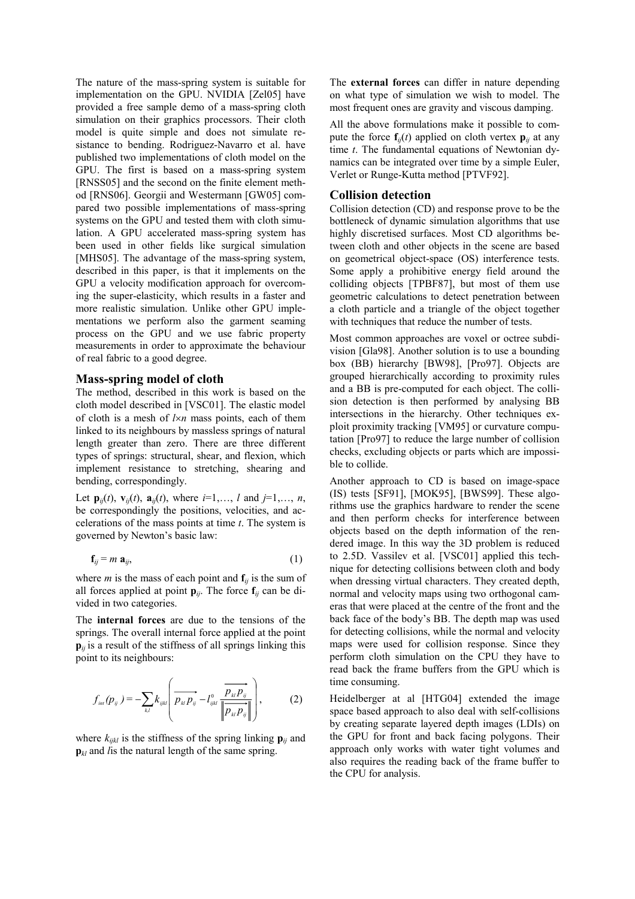The nature of the mass-spring system is suitable for implementation on the GPU. NVIDIA [Zel05] have provided a free sample demo of a mass-spring cloth simulation on their graphics processors. Their cloth model is quite simple and does not simulate resistance to bending. Rodriguez-Navarro et al. have published two implementations of cloth model on the GPU. The first is based on a mass-spring system [RNSS05] and the second on the finite element method [RNS06]. Georgii and Westermann [GW05] compared two possible implementations of mass-spring systems on the GPU and tested them with cloth simulation. A GPU accelerated mass-spring system has been used in other fields like surgical simulation [MHS05]. The advantage of the mass-spring system, described in this paper, is that it implements on the GPU a velocity modification approach for overcoming the super-elasticity, which results in a faster and more realistic simulation. Unlike other GPU implementations we perform also the garment seaming process on the GPU and we use fabric property measurements in order to approximate the behaviour of real fabric to a good degree.

## Mass-spring model of cloth

The method, described in this work is based on the cloth model described in [VSC01]. The elastic model of cloth is a mesh of $l \times n$ mass points, each of them linked to its neighbours by massless springs of natural length greater than zero. There are three different types of springs: structural, shear, and flexion, which implement resistance to stretching, shearing and bending, correspondingly.

Let $\mathbf{p}_{ij}(t)$, $\mathbf{v}_{ij}(t)$, $\mathbf{a}_{ij}(t)$, where $i$=1,…, $l$ and $j$=1,…, $n$, be correspondingly the positions, velocities, and accelerations of the mass points at time $t$. The system is governed by Newton's basic law:

$$\mathbf{f}_{ij} = m\,\mathbf{a}_{ij}, \tag{1}$$

where $m$ is the mass of each point and $\mathbf{f}_{ij}$ is the sum of all forces applied at point $\mathbf{p}_{ij}$. The force $\mathbf{f}_{ij}$ can be divided in two categories.

The **internal forces** are due to the tensions of the springs. The overall internal force applied at the point $\mathbf{p}_{ij}$ is a result of the stiffness of all springs linking this point to its neighbours:

$$f_{int}(p_{ij}) = -\sum_{k,l} k_{ijkl} \left( \overrightarrow{p_{kl}p_{ij}} - l^{0}_{ijkl} \frac{\overrightarrow{p_{kl}p_{ij}}}{\left\| \overrightarrow{p_{kl}p_{ij}} \right\|} \right), \tag{2}$$

where $k_{ijkl}$ is the stiffness of the spring linking $\mathbf{p}_{ij}$ and $\mathbf{p}_{kl}$ and $l$is the natural length of the same spring.

The **external forces** can differ in nature depending on what type of simulation we wish to model. The most frequent ones are gravity and viscous damping.

All the above formulations make it possible to compute the force $\mathbf{f}_{ij}(t)$ applied on cloth vertex $\mathbf{p}_{ij}$ at any time $t$. The fundamental equations of Newtonian dynamics can be integrated over time by a simple Euler, Verlet or Runge-Kutta method [PTVF92].

## Collision detection

Collision detection (CD) and response prove to be the bottleneck of dynamic simulation algorithms that use highly discretised surfaces. Most CD algorithms between cloth and other objects in the scene are based on geometrical object-space (OS) interference tests. Some apply a prohibitive energy field around the colliding objects [TPBF87], but most of them use geometric calculations to detect penetration between a cloth particle and a triangle of the object together with techniques that reduce the number of tests.

Most common approaches are voxel or octree subdivision [Gla98]. Another solution is to use a bounding box (BB) hierarchy [BW98], [Pro97]. Objects are grouped hierarchically according to proximity rules and a BB is pre-computed for each object. The collision detection is then performed by analysing BB intersections in the hierarchy. Other techniques exploit proximity tracking [VM95] or curvature computation [Pro97] to reduce the large number of collision checks, excluding objects or parts which are impossible to collide.

Another approach to CD is based on image-space (IS) tests [SF91], [MOK95], [BWS99]. These algorithms use the graphics hardware to render the scene and then perform checks for interference between objects based on the depth information of the rendered image. In this way the 3D problem is reduced to 2.5D. Vassilev et al. [VSC01] applied this technique for detecting collisions between cloth and body when dressing virtual characters. They created depth, normal and velocity maps using two orthogonal cameras that were placed at the centre of the front and the back face of the body's BB. The depth map was used for detecting collisions, while the normal and velocity maps were used for collision response. Since they perform cloth simulation on the CPU they have to read back the frame buffers from the GPU which is time consuming.

Heidelberger at al [HTG04] extended the image space based approach to also deal with self-collisions by creating separate layered depth images (LDIs) on the GPU for front and back facing polygons. Their approach only works with water tight volumes and also requires the reading back of the frame buffer to the CPU for analysis.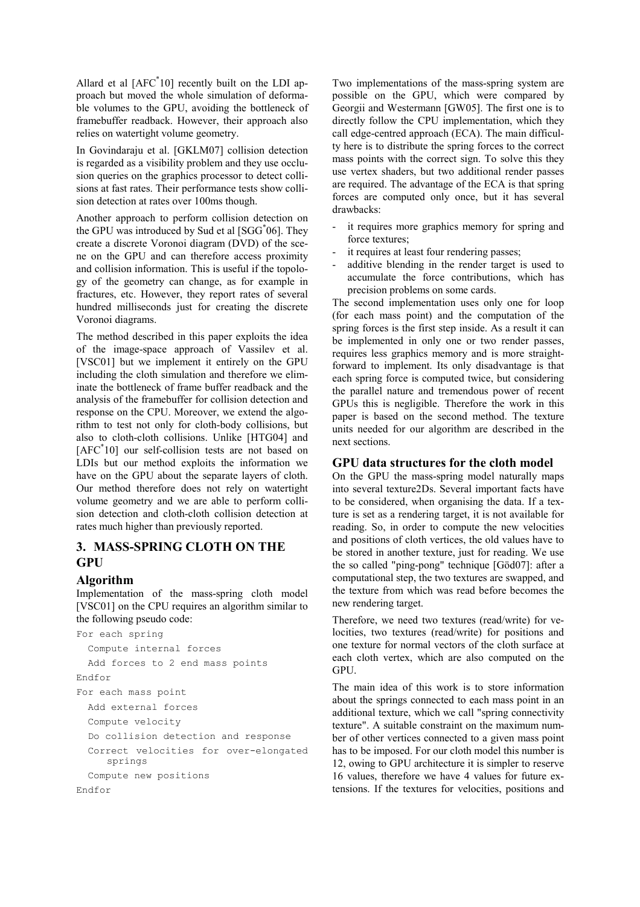Allard et al [AFC*10] recently built on the LDI approach but moved the whole simulation of deformable volumes to the GPU, avoiding the bottleneck of framebuffer readback. However, their approach also relies on watertight volume geometry.

In Govindaraju et al. [GKLM07] collision detection is regarded as a visibility problem and they use occlusion queries on the graphics processor to detect collisions at fast rates. Their performance tests show collision detection at rates over 100ms though.

Another approach to perform collision detection on the GPU was introduced by Sud et al [SGG*06]. They create a discrete Voronoi diagram (DVD) of the scene on the GPU and can therefore access proximity and collision information. This is useful if the topology of the geometry can change, as for example in fractures, etc. However, they report rates of several hundred milliseconds just for creating the discrete Voronoi diagrams.

The method described in this paper exploits the idea of the image-space approach of Vassilev et al. [VSC01] but we implement it entirely on the GPU including the cloth simulation and therefore we eliminate the bottleneck of frame buffer readback and the analysis of the framebuffer for collision detection and response on the CPU. Moreover, we extend the algorithm to test not only for cloth-body collisions, but also to cloth-cloth collisions. Unlike [HTG04] and [AFC*10] our self-collision tests are not based on LDIs but our method exploits the information we have on the GPU about the separate layers of cloth. Our method therefore does not rely on watertight volume geometry and we are able to perform collision detection and cloth-cloth collision detection at rates much higher than previously reported.

## 3. MASS-SPRING CLOTH ON THE GPU

### Algorithm

Implementation of the mass-spring cloth model [VSC01] on the CPU requires an algorithm similar to the following pseudo code:

```
For each spring
  Compute internal forces
  Add forces to 2 end mass points
Endfor
For each mass point
  Add external forces
  Compute velocity
  Do collision detection and response
  Correct velocities for over-elongated
     springs
  Compute new positions
Endfor
```

Two implementations of the mass-spring system are possible on the GPU, which were compared by Georgii and Westermann [GW05]. The first one is to directly follow the CPU implementation, which they call edge-centred approach (ECA). The main difficulty here is to distribute the spring forces to the correct mass points with the correct sign. To solve this they use vertex shaders, but two additional render passes are required. The advantage of the ECA is that spring forces are computed only once, but it has several drawbacks:

- it requires more graphics memory for spring and force textures;
- it requires at least four rendering passes;
- additive blending in the render target is used to accumulate the force contributions, which has precision problems on some cards.

The second implementation uses only one for loop (for each mass point) and the computation of the spring forces is the first step inside. As a result it can be implemented in only one or two render passes, requires less graphics memory and is more straightforward to implement. Its only disadvantage is that each spring force is computed twice, but considering the parallel nature and tremendous power of recent GPUs this is negligible. Therefore the work in this paper is based on the second method. The texture units needed for our algorithm are described in the next sections.

### GPU data structures for the cloth model

On the GPU the mass-spring model naturally maps into several texture2Ds. Several important facts have to be considered, when organising the data. If a texture is set as a rendering target, it is not available for reading. So, in order to compute the new velocities and positions of cloth vertices, the old values have to be stored in another texture, just for reading. We use the so called "ping-pong" technique [Göd07]: after a computational step, the two textures are swapped, and the texture from which was read before becomes the new rendering target.

Therefore, we need two textures (read/write) for velocities, two textures (read/write) for positions and one texture for normal vectors of the cloth surface at each cloth vertex, which are also computed on the GPU.

The main idea of this work is to store information about the springs connected to each mass point in an additional texture, which we call "spring connectivity texture". A suitable constraint on the maximum number of other vertices connected to a given mass point has to be imposed. For our cloth model this number is 12, owing to GPU architecture it is simpler to reserve 16 values, therefore we have 4 values for future extensions. If the textures for velocities, positions and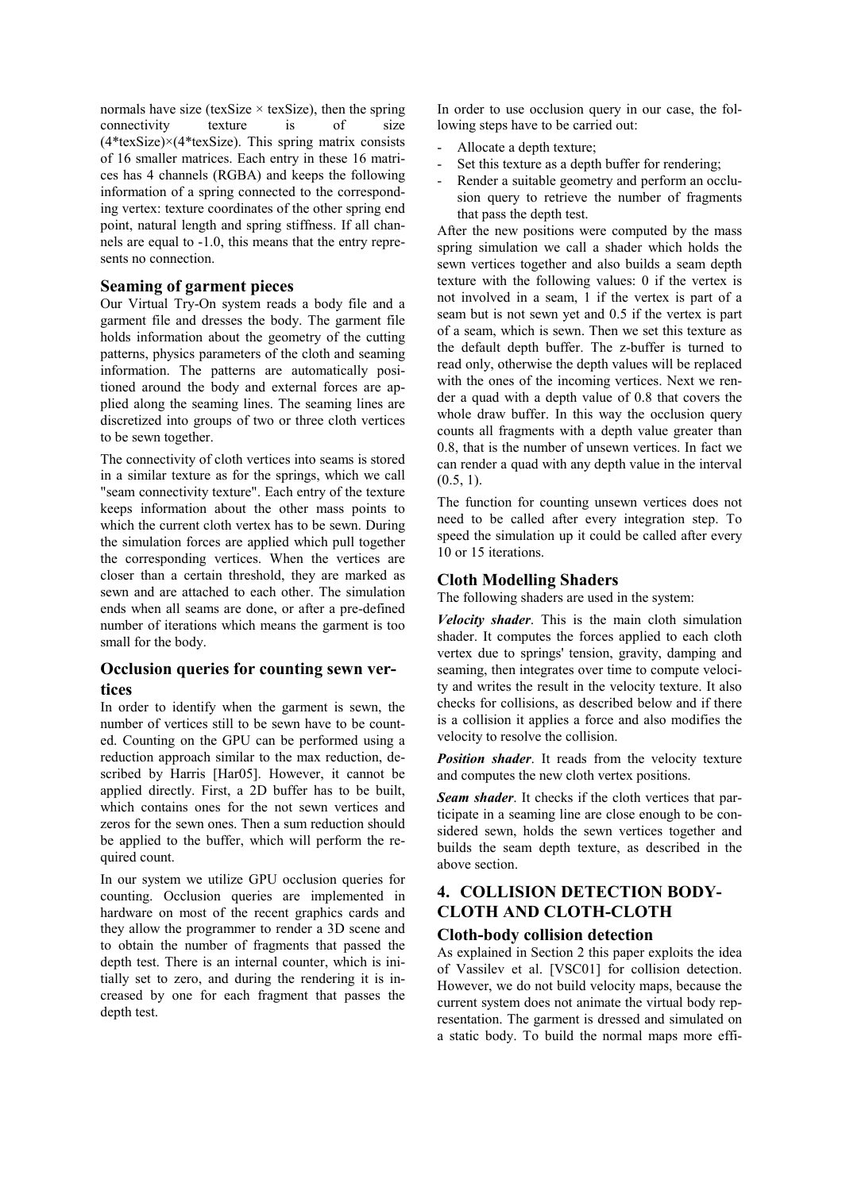normals have size (texSize × texSize), then the spring connectivity texture is of size (4*texSize)×(4*texSize). This spring matrix consists of 16 smaller matrices. Each entry in these 16 matrices has 4 channels (RGBA) and keeps the following information of a spring connected to the corresponding vertex: texture coordinates of the other spring end point, natural length and spring stiffness. If all channels are equal to -1.0, this means that the entry represents no connection.

### Seaming of garment pieces

Our Virtual Try-On system reads a body file and a garment file and dresses the body. The garment file holds information about the geometry of the cutting patterns, physics parameters of the cloth and seaming information. The patterns are automatically positioned around the body and external forces are applied along the seaming lines. The seaming lines are discretized into groups of two or three cloth vertices to be sewn together.

The connectivity of cloth vertices into seams is stored in a similar texture as for the springs, which we call "seam connectivity texture". Each entry of the texture keeps information about the other mass points to which the current cloth vertex has to be sewn. During the simulation forces are applied which pull together the corresponding vertices. When the vertices are closer than a certain threshold, they are marked as sewn and are attached to each other. The simulation ends when all seams are done, or after a pre-defined number of iterations which means the garment is too small for the body.

### Occlusion queries for counting sewn vertices

In order to identify when the garment is sewn, the number of vertices still to be sewn have to be counted. Counting on the GPU can be performed using a reduction approach similar to the max reduction, described by Harris [Har05]. However, it cannot be applied directly. First, a 2D buffer has to be built, which contains ones for the not sewn vertices and zeros for the sewn ones. Then a sum reduction should be applied to the buffer, which will perform the required count.

In our system we utilize GPU occlusion queries for counting. Occlusion queries are implemented in hardware on most of the recent graphics cards and they allow the programmer to render a 3D scene and to obtain the number of fragments that passed the depth test. There is an internal counter, which is initially set to zero, and during the rendering it is increased by one for each fragment that passes the depth test.

In order to use occlusion query in our case, the following steps have to be carried out:

- Allocate a depth texture;
- Set this texture as a depth buffer for rendering;
- Render a suitable geometry and perform an occlusion query to retrieve the number of fragments that pass the depth test.

After the new positions were computed by the mass spring simulation we call a shader which holds the sewn vertices together and also builds a seam depth texture with the following values: 0 if the vertex is not involved in a seam, 1 if the vertex is part of a seam but is not sewn yet and 0.5 if the vertex is part of a seam, which is sewn. Then we set this texture as the default depth buffer. The z-buffer is turned to read only, otherwise the depth values will be replaced with the ones of the incoming vertices. Next we render a quad with a depth value of 0.8 that covers the whole draw buffer. In this way the occlusion query counts all fragments with a depth value greater than 0.8, that is the number of unsewn vertices. In fact we can render a quad with any depth value in the interval (0.5, 1).

The function for counting unsewn vertices does not need to be called after every integration step. To speed the simulation up it could be called after every 10 or 15 iterations.

### Cloth Modelling Shaders

The following shaders are used in the system:

***Velocity shader***. This is the main cloth simulation shader. It computes the forces applied to each cloth vertex due to springs' tension, gravity, damping and seaming, then integrates over time to compute velocity and writes the result in the velocity texture. It also checks for collisions, as described below and if there is a collision it applies a force and also modifies the velocity to resolve the collision.

***Position shader***. It reads from the velocity texture and computes the new cloth vertex positions.

***Seam shader***. It checks if the cloth vertices that participate in a seaming line are close enough to be considered sewn, holds the sewn vertices together and builds the seam depth texture, as described in the above section.

## 4. COLLISION DETECTION BODY-CLOTH AND CLOTH-CLOTH

### Cloth-body collision detection

As explained in Section 2 this paper exploits the idea of Vassilev et al. [VSC01] for collision detection. However, we do not build velocity maps, because the current system does not animate the virtual body representation. The garment is dressed and simulated on a static body. To build the normal maps more effi-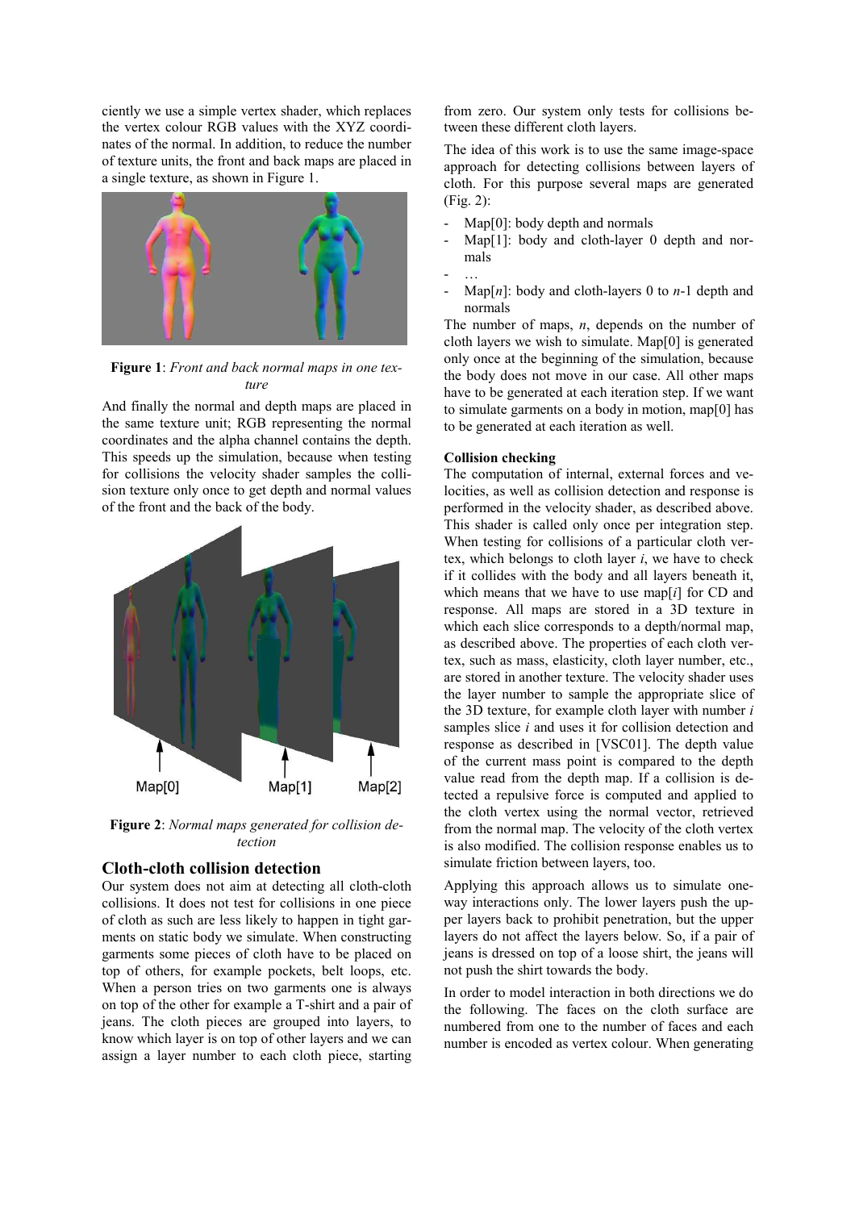ciently we use a simple vertex shader, which replaces the vertex colour RGB values with the XYZ coordinates of the normal. In addition, to reduce the number of texture units, the front and back maps are placed in a single texture, as shown in Figure 1.

**Figure 1**: *Front and back normal maps in one texture*

And finally the normal and depth maps are placed in the same texture unit; RGB representing the normal coordinates and the alpha channel contains the depth. This speeds up the simulation, because when testing for collisions the velocity shader samples the collision texture only once to get depth and normal values of the front and the back of the body.

**Figure 2**: *Normal maps generated for collision detection*

## Cloth-cloth collision detection

Our system does not aim at detecting all cloth-cloth collisions. It does not test for collisions in one piece of cloth as such are less likely to happen in tight garments on static body we simulate. When constructing garments some pieces of cloth have to be placed on top of others, for example pockets, belt loops, etc. When a person tries on two garments one is always on top of the other for example a T-shirt and a pair of jeans. The cloth pieces are grouped into layers, to know which layer is on top of other layers and we can assign a layer number to each cloth piece, starting from zero. Our system only tests for collisions between these different cloth layers.

The idea of this work is to use the same image-space approach for detecting collisions between layers of cloth. For this purpose several maps are generated (Fig. 2):

- Map[0]: body depth and normals
- Map[1]: body and cloth-layer 0 depth and normals
- …
- Map[$n$]: body and cloth-layers 0 to $n$-1 depth and normals

The number of maps, $n$, depends on the number of cloth layers we wish to simulate. Map[0] is generated only once at the beginning of the simulation, because the body does not move in our case. All other maps have to be generated at each iteration step. If we want to simulate garments on a body in motion, map[0] has to be generated at each iteration as well.

**Collision checking**

The computation of internal, external forces and velocities, as well as collision detection and response is performed in the velocity shader, as described above. This shader is called only once per integration step. When testing for collisions of a particular cloth vertex, which belongs to cloth layer $i$, we have to check if it collides with the body and all layers beneath it, which means that we have to use map[$i$] for CD and response. All maps are stored in a 3D texture in which each slice corresponds to a depth/normal map, as described above. The properties of each cloth vertex, such as mass, elasticity, cloth layer number, etc., are stored in another texture. The velocity shader uses the layer number to sample the appropriate slice of the 3D texture, for example cloth layer with number $i$ samples slice $i$ and uses it for collision detection and response as described in [VSC01]. The depth value of the current mass point is compared to the depth value read from the depth map. If a collision is detected a repulsive force is computed and applied to the cloth vertex using the normal vector, retrieved from the normal map. The velocity of the cloth vertex is also modified. The collision response enables us to simulate friction between layers, too.

Applying this approach allows us to simulate one-way interactions only. The lower layers push the upper layers back to prohibit penetration, but the upper layers do not affect the layers below. So, if a pair of jeans is dressed on top of a loose shirt, the jeans will not push the shirt towards the body.

In order to model interaction in both directions we do the following. The faces on the cloth surface are numbered from one to the number of faces and each number is encoded as vertex colour. When generating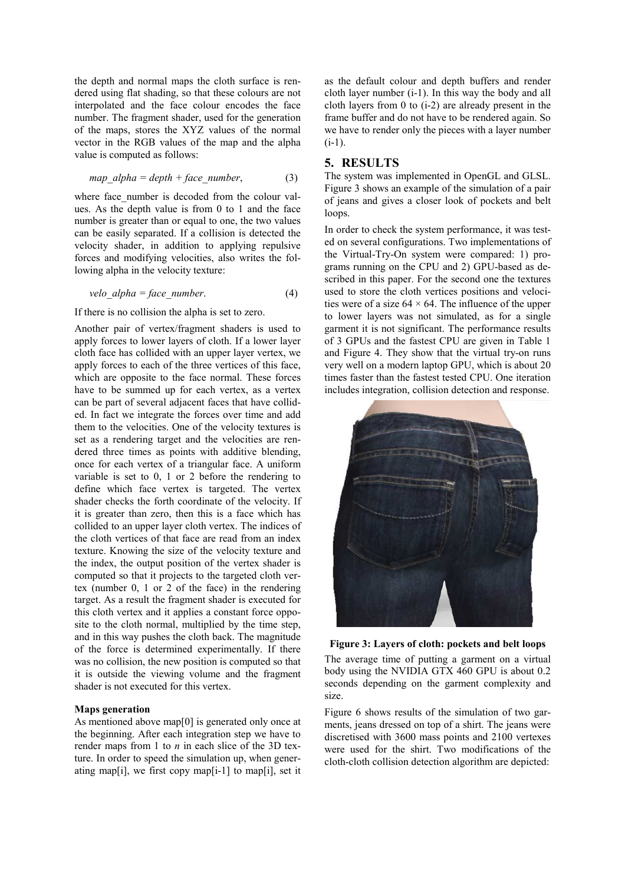the depth and normal maps the cloth surface is rendered using flat shading, so that these colours are not interpolated and the face colour encodes the face number. The fragment shader, used for the generation of the maps, stores the XYZ values of the normal vector in the RGB values of the map and the alpha value is computed as follows:

$$map\_alpha = depth + face\_number, \tag{3}$$

where face_number is decoded from the colour values. As the depth value is from 0 to 1 and the face number is greater than or equal to one, the two values can be easily separated. If a collision is detected the velocity shader, in addition to applying repulsive forces and modifying velocities, also writes the following alpha in the velocity texture:

$$velo\_alpha = face\_number. \tag{4}$$

If there is no collision the alpha is set to zero.

Another pair of vertex/fragment shaders is used to apply forces to lower layers of cloth. If a lower layer cloth face has collided with an upper layer vertex, we apply forces to each of the three vertices of this face, which are opposite to the face normal. These forces have to be summed up for each vertex, as a vertex can be part of several adjacent faces that have collided. In fact we integrate the forces over time and add them to the velocities. One of the velocity textures is set as a rendering target and the velocities are rendered three times as points with additive blending, once for each vertex of a triangular face. A uniform variable is set to 0, 1 or 2 before the rendering to define which face vertex is targeted. The vertex shader checks the forth coordinate of the velocity. If it is greater than zero, then this is a face which has collided to an upper layer cloth vertex. The indices of the cloth vertices of that face are read from an index texture. Knowing the size of the velocity texture and the index, the output position of the vertex shader is computed so that it projects to the targeted cloth vertex (number 0, 1 or 2 of the face) in the rendering target. As a result the fragment shader is executed for this cloth vertex and it applies a constant force opposite to the cloth normal, multiplied by the time step, and in this way pushes the cloth back. The magnitude of the force is determined experimentally. If there was no collision, the new position is computed so that it is outside the viewing volume and the fragment shader is not executed for this vertex.

**Maps generation**

As mentioned above map[0] is generated only once at the beginning. After each integration step we have to render maps from 1 to *n* in each slice of the 3D texture. In order to speed the simulation up, when generating map[i], we first copy map[i-1] to map[i], set it as the default colour and depth buffers and render cloth layer number (i-1). In this way the body and all cloth layers from 0 to (i-2) are already present in the frame buffer and do not have to be rendered again. So we have to render only the pieces with a layer number (i-1).

## 5. RESULTS

The system was implemented in OpenGL and GLSL. Figure 3 shows an example of the simulation of a pair of jeans and gives a closer look of pockets and belt loops.

In order to check the system performance, it was tested on several configurations. Two implementations of the Virtual-Try-On system were compared: 1) programs running on the CPU and 2) GPU-based as described in this paper. For the second one the textures used to store the cloth vertices positions and velocities were of a size $64 \times 64$. The influence of the upper to lower layers was not simulated, as for a single garment it is not significant. The performance results of 3 GPUs and the fastest CPU are given in Table 1 and Figure 4. They show that the virtual try-on runs very well on a modern laptop GPU, which is about 20 times faster than the fastest tested CPU. One iteration includes integration, collision detection and response.

**Figure 3: Layers of cloth: pockets and belt loops**

The average time of putting a garment on a virtual body using the NVIDIA GTX 460 GPU is about 0.2 seconds depending on the garment complexity and size.

Figure 6 shows results of the simulation of two garments, jeans dressed on top of a shirt. The jeans were discretised with 3600 mass points and 2100 vertexes were used for the shirt. Two modifications of the cloth-cloth collision detection algorithm are depicted: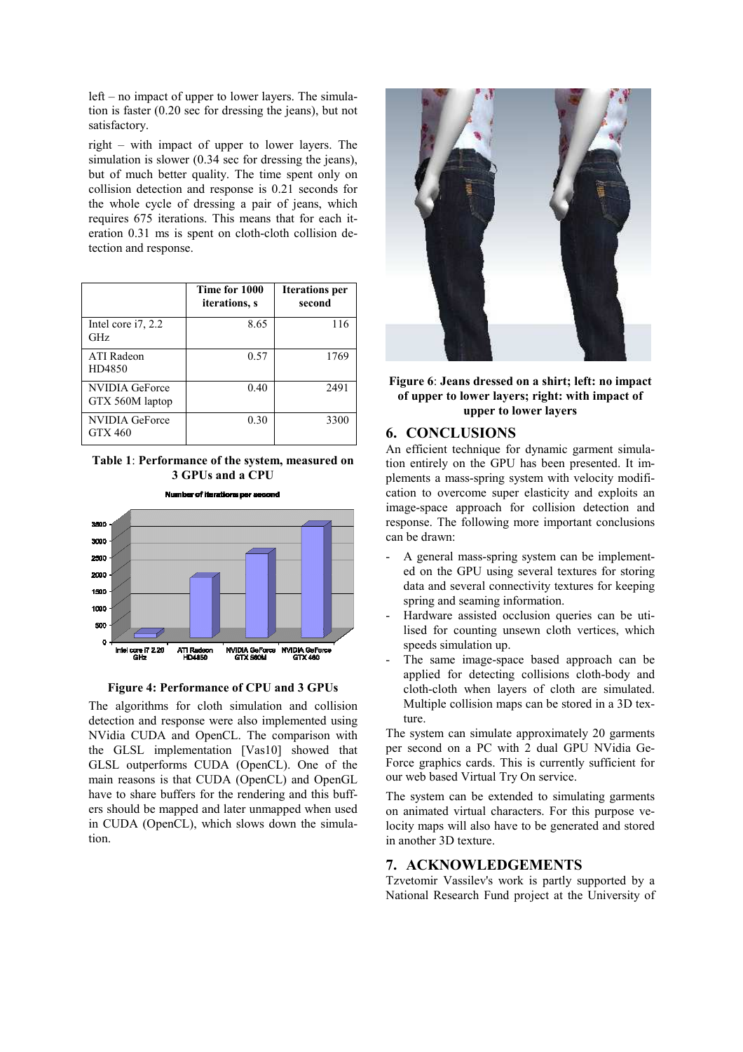left – no impact of upper to lower layers. The simulation is faster (0.20 sec for dressing the jeans), but not satisfactory.

right – with impact of upper to lower layers. The simulation is slower (0.34 sec for dressing the jeans), but of much better quality. The time spent only on collision detection and response is 0.21 seconds for the whole cycle of dressing a pair of jeans, which requires 675 iterations. This means that for each iteration 0.31 ms is spent on cloth-cloth collision detection and response.

| | Time for 1000 iterations, s | Iterations per second |
|---|---|---|
| Intel core i7, 2.2 GHz | 8.65 | 116 |
| ATI Radeon HD4850 | 0.57 | 1769 |
| NVIDIA GeForce GTX 560M laptop | 0.40 | 2491 |
| NVIDIA GeForce GTX 460 | 0.30 | 3300 |

**Table 1**: **Performance of the system, measured on 3 GPUs and a CPU**

**Figure 4: Performance of CPU and 3 GPUs**

The algorithms for cloth simulation and collision detection and response were also implemented using NVidia CUDA and OpenCL. The comparison with the GLSL implementation [Vas10] showed that GLSL outperforms CUDA (OpenCL). One of the main reasons is that CUDA (OpenCL) and OpenGL have to share buffers for the rendering and this buffers should be mapped and later unmapped when used in CUDA (OpenCL), which slows down the simulation.

**Figure 6**: **Jeans dressed on a shirt; left: no impact of upper to lower layers; right: with impact of upper to lower layers**

## 6. CONCLUSIONS

An efficient technique for dynamic garment simulation entirely on the GPU has been presented. It implements a mass-spring system with velocity modification to overcome super elasticity and exploits an image-space approach for collision detection and response. The following more important conclusions can be drawn:

- A general mass-spring system can be implemented on the GPU using several textures for storing data and several connectivity textures for keeping spring and seaming information.
- Hardware assisted occlusion queries can be utilised for counting unsewn cloth vertices, which speeds simulation up.
- The same image-space based approach can be applied for detecting collisions cloth-body and cloth-cloth when layers of cloth are simulated. Multiple collision maps can be stored in a 3D texture.

The system can simulate approximately 20 garments per second on a PC with 2 dual GPU NVidia GeForce graphics cards. This is currently sufficient for our web based Virtual Try On service.

The system can be extended to simulating garments on animated virtual characters. For this purpose velocity maps will also have to be generated and stored in another 3D texture.

## 7. ACKNOWLEDGEMENTS

Tzvetomir Vassilev's work is partly supported by a National Research Fund project at the University of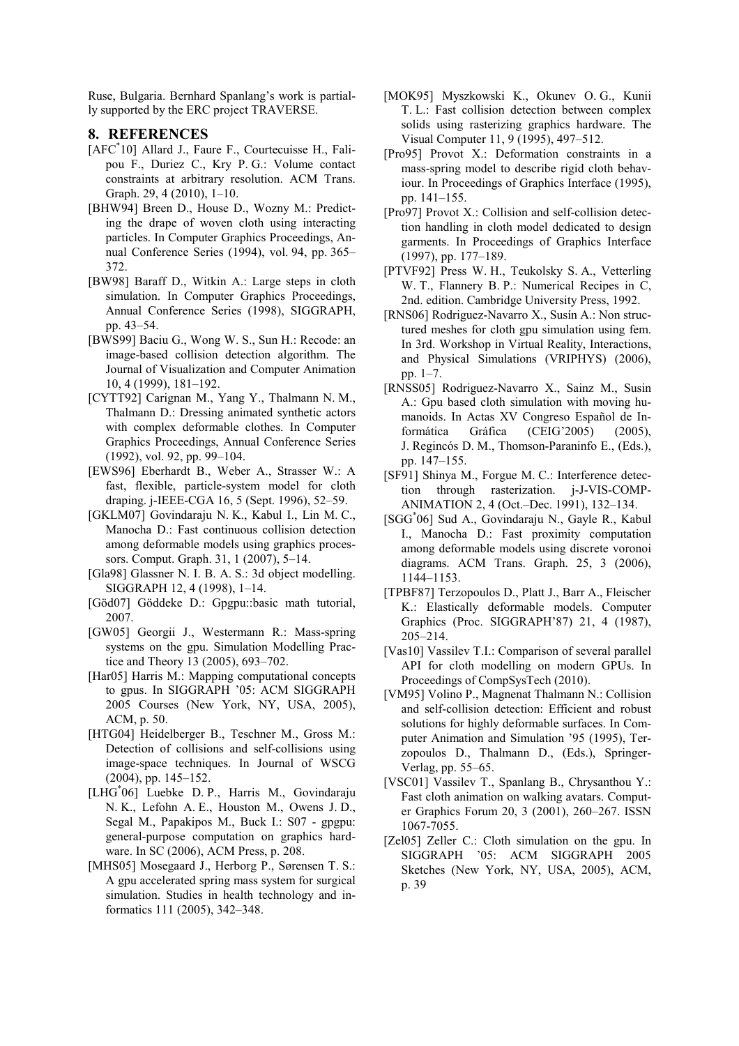Ruse, Bulgaria. Bernhard Spanlang's work is partially supported by the ERC project TRAVERSE.

## 8. REFERENCES

[AFC*10] Allard J., Faure F., Courtecuisse H., Falipou F., Duriez C., Kry P. G.: Volume contact constraints at arbitrary resolution. ACM Trans. Graph. 29, 4 (2010), 1–10.

[BHW94] Breen D., House D., Wozny M.: Predicting the drape of woven cloth using interacting particles. In Computer Graphics Proceedings, Annual Conference Series (1994), vol. 94, pp. 365–372.

[BW98] Baraff D., Witkin A.: Large steps in cloth simulation. In Computer Graphics Proceedings, Annual Conference Series (1998), SIGGRAPH, pp. 43–54.

[BWS99] Baciu G., Wong W. S., Sun H.: Recode: an image-based collision detection algorithm. The Journal of Visualization and Computer Animation 10, 4 (1999), 181–192.

[CYTT92] Carignan M., Yang Y., Thalmann N. M., Thalmann D.: Dressing animated synthetic actors with complex deformable clothes. In Computer Graphics Proceedings, Annual Conference Series (1992), vol. 92, pp. 99–104.

[EWS96] Eberhardt B., Weber A., Strasser W.: A fast, flexible, particle-system model for cloth draping. j-IEEE-CGA 16, 5 (Sept. 1996), 52–59.

[GKLM07] Govindaraju N. K., Kabul I., Lin M. C., Manocha D.: Fast continuous collision detection among deformable models using graphics processors. Comput. Graph. 31, 1 (2007), 5–14.

[Gla98] Glassner N. I. B. A. S.: 3d object modelling. SIGGRAPH 12, 4 (1998), 1–14.

[Göd07] Göddeke D.: Gpgpu::basic math tutorial, 2007.

[GW05] Georgii J., Westermann R.: Mass-spring systems on the gpu. Simulation Modelling Practice and Theory 13 (2005), 693–702.

[Har05] Harris M.: Mapping computational concepts to gpus. In SIGGRAPH '05: ACM SIGGRAPH 2005 Courses (New York, NY, USA, 2005), ACM, p. 50.

[HTG04] Heidelberger B., Teschner M., Gross M.: Detection of collisions and self-collisions using image-space techniques. In Journal of WSCG (2004), pp. 145–152.

[LHG*06] Luebke D. P., Harris M., Govindaraju N. K., Lefohn A. E., Houston M., Owens J. D., Segal M., Papakipos M., Buck I.: S07 - gpgpu: general-purpose computation on graphics hardware. In SC (2006), ACM Press, p. 208.

[MHS05] Mosegaard J., Herborg P., Sørensen T. S.: A gpu accelerated spring mass system for surgical simulation. Studies in health technology and informatics 111 (2005), 342–348.

[MOK95] Myszkowski K., Okunev O. G., Kunii T. L.: Fast collision detection between complex solids using rasterizing graphics hardware. The Visual Computer 11, 9 (1995), 497–512.

[Pro95] Provot X.: Deformation constraints in a mass-spring model to describe rigid cloth behaviour. In Proceedings of Graphics Interface (1995), pp. 141–155.

[Pro97] Provot X.: Collision and self-collision detection handling in cloth model dedicated to design garments. In Proceedings of Graphics Interface (1997), pp. 177–189.

[PTVF92] Press W. H., Teukolsky S. A., Vetterling W. T., Flannery B. P.: Numerical Recipes in C, 2nd. edition. Cambridge University Press, 1992.

[RNS06] Rodriguez-Navarro X., Susín A.: Non structured meshes for cloth gpu simulation using fem. In 3rd. Workshop in Virtual Reality, Interactions, and Physical Simulations (VRIPHYS) (2006), pp. 1–7.

[RNSS05] Rodriguez-Navarro X., Sainz M., Susin A.: Gpu based cloth simulation with moving humanoids. In Actas XV Congreso Español de Informática Gráfica (CEIG'2005) (2005), J. Regincós D. M., Thomson-Paraninfo E., (Eds.), pp. 147–155.

[SF91] Shinya M., Forgue M. C.: Interference detection through rasterization. j-J-VIS-COMP-ANIMATION 2, 4 (Oct.–Dec. 1991), 132–134.

[SGG*06] Sud A., Govindaraju N., Gayle R., Kabul I., Manocha D.: Fast proximity computation among deformable models using discrete voronoi diagrams. ACM Trans. Graph. 25, 3 (2006), 1144–1153.

[TPBF87] Terzopoulos D., Platt J., Barr A., Fleischer K.: Elastically deformable models. Computer Graphics (Proc. SIGGRAPH'87) 21, 4 (1987), 205–214.

[Vas10] Vassilev T.I.: Comparison of several parallel API for cloth modelling on modern GPUs. In Proceedings of CompSysTech (2010).

[VM95] Volino P., Magnenat Thalmann N.: Collision and self-collision detection: Efficient and robust solutions for highly deformable surfaces. In Computer Animation and Simulation '95 (1995), Terzopoulos D., Thalmann D., (Eds.), Springer-Verlag, pp. 55–65.

[VSC01] Vassilev T., Spanlang B., Chrysanthou Y.: Fast cloth animation on walking avatars. Computer Graphics Forum 20, 3 (2001), 260–267. ISSN 1067-7055.

[Zel05] Zeller C.: Cloth simulation on the gpu. In SIGGRAPH '05: ACM SIGGRAPH 2005 Sketches (New York, NY, USA, 2005), ACM, p. 39